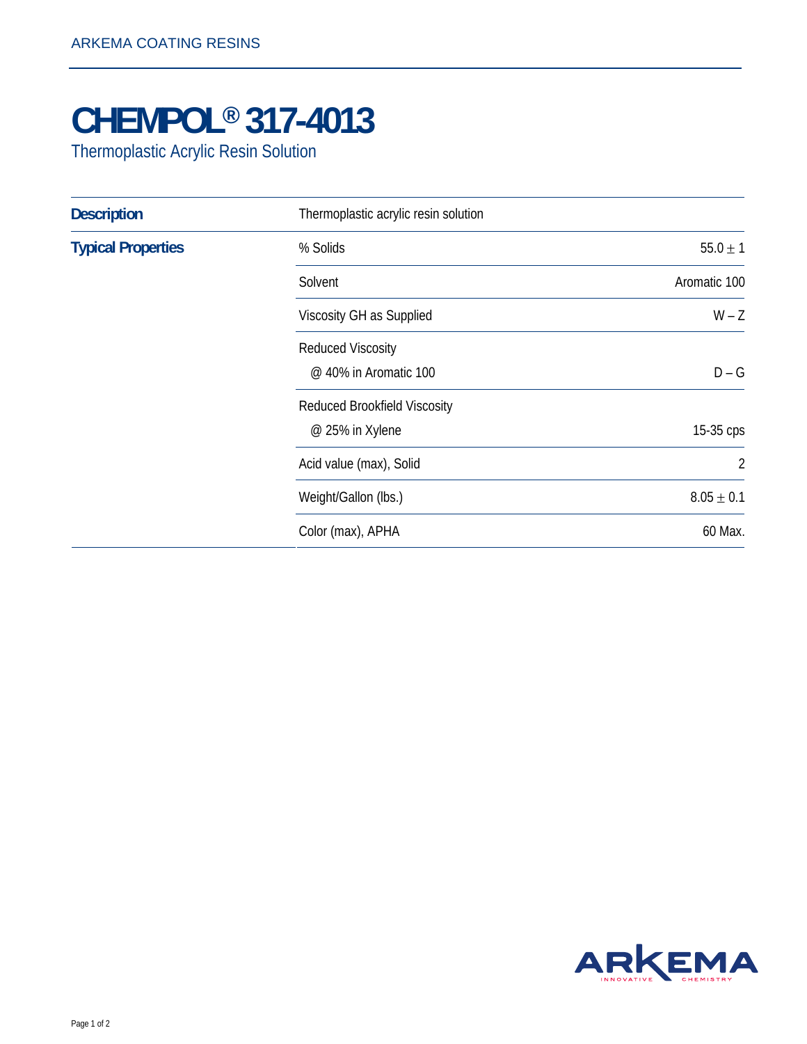ARKEMA COATING RESINS

# CHEMPOL® 317-4013

Thermoplastic Acrylic Resin Solution

| | | |
|---|---|---|
| **Description** | Thermoplastic acrylic resin solution | |
| **Typical Properties** | % Solids | 55.0 ± 1 |
| | Solvent | Aromatic 100 |
| | Viscosity GH as Supplied | W – Z |
| | Reduced Viscosity<br>@ 40% in Aromatic 100 | D – G |
| | Reduced Brookfield Viscosity<br>@ 25% in Xylene | 15-35 cps |
| | Acid value (max), Solid | 2 |
| | Weight/Gallon (lbs.) | 8.05 ± 0.1 |
| | Color (max), APHA | 60 Max. |

ARKEMA
INNOVATIVE CHEMISTRY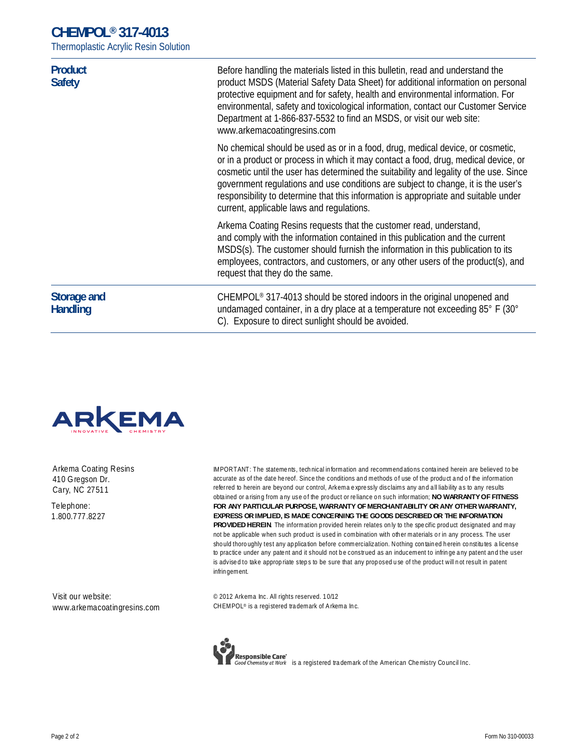# CHEMPOL® 317-4013

Thermoplastic Acrylic Resin Solution

## Product Safety

Before handling the materials listed in this bulletin, read and understand the product MSDS (Material Safety Data Sheet) for additional information on personal protective equipment and for safety, health and environmental information. For environmental, safety and toxicological information, contact our Customer Service Department at 1-866-837-5532 to find an MSDS, or visit our web site: www.arkemacoatingresins.com

No chemical should be used as or in a food, drug, medical device, or cosmetic, or in a product or process in which it may contact a food, drug, medical device, or cosmetic until the user has determined the suitability and legality of the use. Since government regulations and use conditions are subject to change, it is the user's responsibility to determine that this information is appropriate and suitable under current, applicable laws and regulations.

Arkema Coating Resins requests that the customer read, understand, and comply with the information contained in this publication and the current MSDS(s). The customer should furnish the information in this publication to its employees, contractors, and customers, or any other users of the product(s), and request that they do the same.

## Storage and Handling

CHEMPOL® 317-4013 should be stored indoors in the original unopened and undamaged container, in a dry place at a temperature not exceeding 85° F (30° C). Exposure to direct sunlight should be avoided.

ARKEMA
INNOVATIVE CHEMISTRY

Arkema Coating Resins
410 Gregson Dr.
Cary, NC 27511

Telephone:
1.800.777.8227

Visit our website:
www.arkemacoatingresins.com

IMPORTANT: The statements, technical information and recommendations contained herein are believed to be accurate as of the date hereof. Since the conditions and methods of use of the product and of the information referred to herein are beyond our control, Arkema expressly disclaims any and all liability as to any results obtained or arising from any use of the product or reliance on such information; **NO WARRANTY OF FITNESS FOR ANY PARTICULAR PURPOSE, WARRANTY OF MERCHANTABILITY OR ANY OTHER WARRANTY, EXPRESS OR IMPLIED, IS MADE CONCERNING THE GOODS DESCRIBED OR THE INFORMATION PROVIDED HEREIN**. The information provided herein relates only to the specific product designated and may not be applicable when such product is used in combination with other materials or in any process. The user should thoroughly test any application before commercialization. Nothing contained herein constitutes a license to practice under any patent and it should not be construed as an inducement to infringe any patent and the user is advised to take appropriate steps to be sure that any proposed use of the product will not result in patent infringement.

© 2012 Arkema Inc. All rights reserved. 10/12
CHEMPOL® is a registered trademark of Arkema Inc.

Responsible Care® Good Chemistry at Work is a registered trademark of the American Chemistry Council Inc.

Form No 310-00033